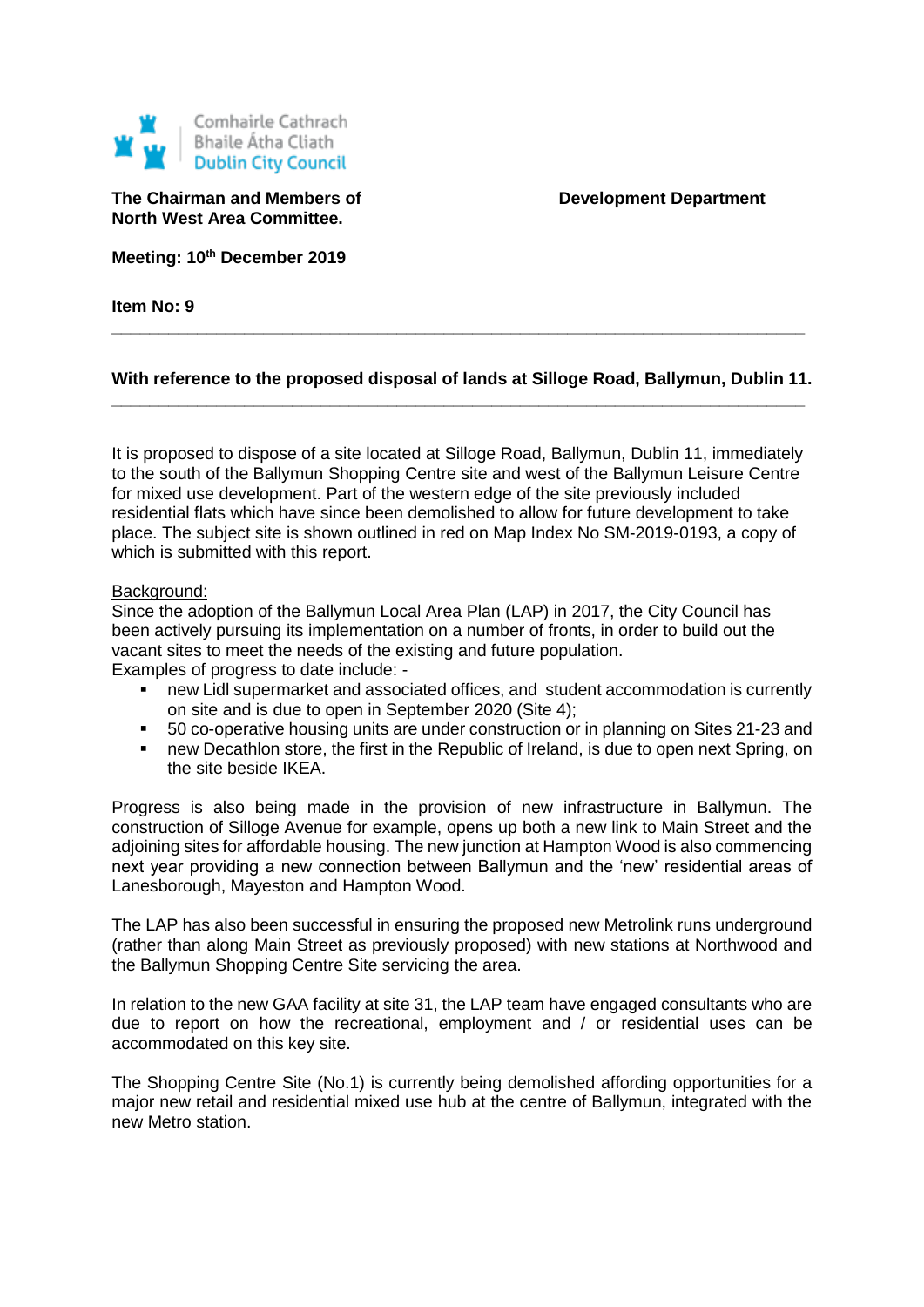Comhairle Cathrach
Bhaile Átha Cliath
Dublin City Council

**The Chairman and Members of**
**North West Area Committee.**

**Development Department**

**Meeting: 10th December 2019**

**Item No: 9**

---

**With reference to the proposed disposal of lands at Silloge Road, Ballymun, Dublin 11.**

---

It is proposed to dispose of a site located at Silloge Road, Ballymun, Dublin 11, immediately to the south of the Ballymun Shopping Centre site and west of the Ballymun Leisure Centre for mixed use development. Part of the western edge of the site previously included residential flats which have since been demolished to allow for future development to take place. The subject site is shown outlined in red on Map Index No SM-2019-0193, a copy of which is submitted with this report.

Background:

Since the adoption of the Ballymun Local Area Plan (LAP) in 2017, the City Council has been actively pursuing its implementation on a number of fronts, in order to build out the vacant sites to meet the needs of the existing and future population.

Examples of progress to date include: -

- new Lidl supermarket and associated offices, and student accommodation is currently on site and is due to open in September 2020 (Site 4);
- 50 co-operative housing units are under construction or in planning on Sites 21-23 and
- new Decathlon store, the first in the Republic of Ireland, is due to open next Spring, on the site beside IKEA.

Progress is also being made in the provision of new infrastructure in Ballymun. The construction of Silloge Avenue for example, opens up both a new link to Main Street and the adjoining sites for affordable housing. The new junction at Hampton Wood is also commencing next year providing a new connection between Ballymun and the 'new' residential areas of Lanesborough, Mayeston and Hampton Wood.

The LAP has also been successful in ensuring the proposed new Metrolink runs underground (rather than along Main Street as previously proposed) with new stations at Northwood and the Ballymun Shopping Centre Site servicing the area.

In relation to the new GAA facility at site 31, the LAP team have engaged consultants who are due to report on how the recreational, employment and / or residential uses can be accommodated on this key site.

The Shopping Centre Site (No.1) is currently being demolished affording opportunities for a major new retail and residential mixed use hub at the centre of Ballymun, integrated with the new Metro station.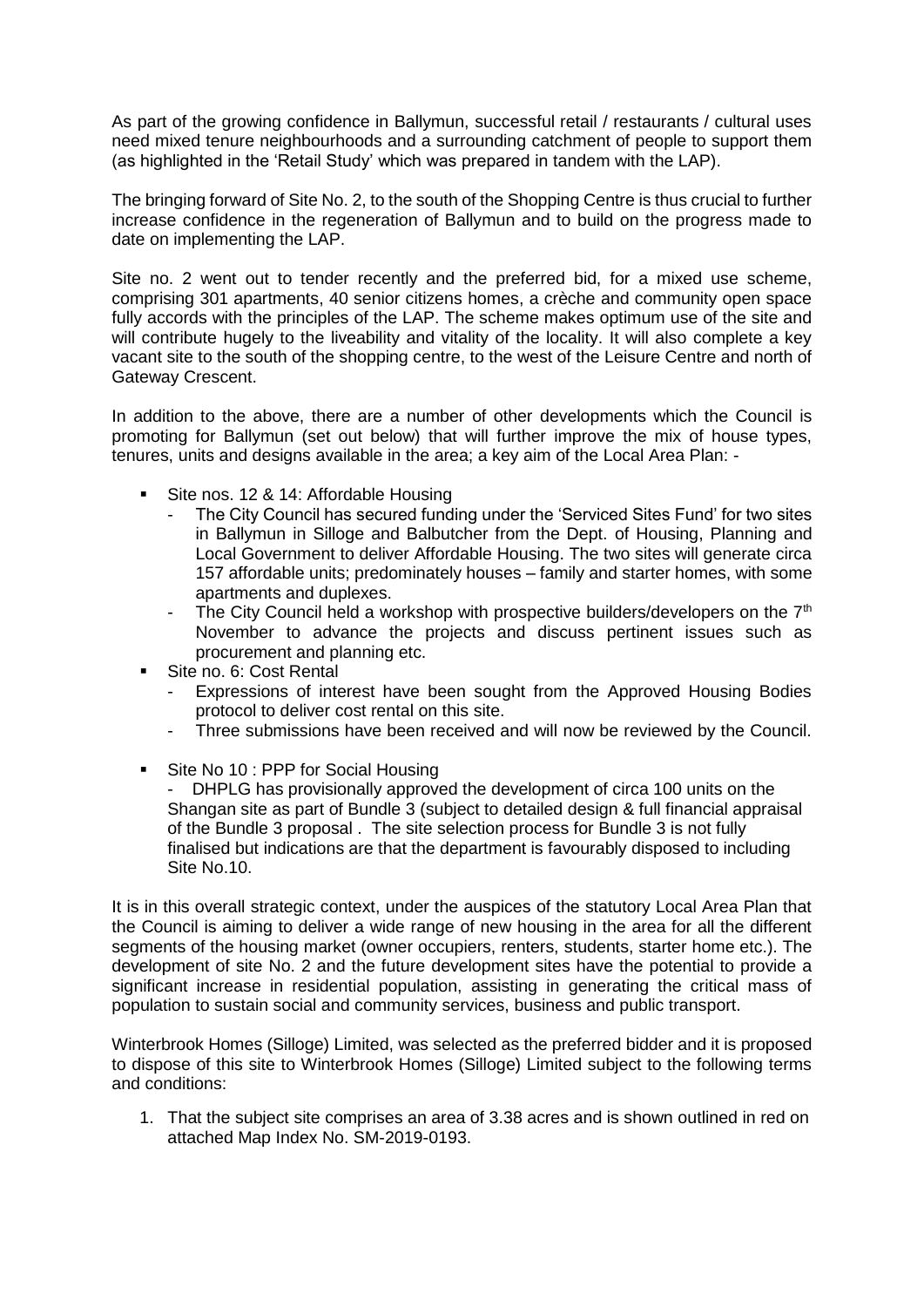As part of the growing confidence in Ballymun, successful retail / restaurants / cultural uses need mixed tenure neighbourhoods and a surrounding catchment of people to support them (as highlighted in the 'Retail Study' which was prepared in tandem with the LAP).

The bringing forward of Site No. 2, to the south of the Shopping Centre is thus crucial to further increase confidence in the regeneration of Ballymun and to build on the progress made to date on implementing the LAP.

Site no. 2 went out to tender recently and the preferred bid, for a mixed use scheme, comprising 301 apartments, 40 senior citizens homes, a crèche and community open space fully accords with the principles of the LAP. The scheme makes optimum use of the site and will contribute hugely to the liveability and vitality of the locality. It will also complete a key vacant site to the south of the shopping centre, to the west of the Leisure Centre and north of Gateway Crescent.

In addition to the above, there are a number of other developments which the Council is promoting for Ballymun (set out below) that will further improve the mix of house types, tenures, units and designs available in the area; a key aim of the Local Area Plan: -

- Site nos. 12 & 14: Affordable Housing
  - The City Council has secured funding under the 'Serviced Sites Fund' for two sites in Ballymun in Silloge and Balbutcher from the Dept. of Housing, Planning and Local Government to deliver Affordable Housing. The two sites will generate circa 157 affordable units; predominately houses – family and starter homes, with some apartments and duplexes.
  - The City Council held a workshop with prospective builders/developers on the 7th November to advance the projects and discuss pertinent issues such as procurement and planning etc.
- Site no. 6: Cost Rental
  - Expressions of interest have been sought from the Approved Housing Bodies protocol to deliver cost rental on this site.
  - Three submissions have been received and will now be reviewed by the Council.
- Site No 10 : PPP for Social Housing
  - DHPLG has provisionally approved the development of circa 100 units on the Shangan site as part of Bundle 3 (subject to detailed design & full financial appraisal of the Bundle 3 proposal . The site selection process for Bundle 3 is not fully finalised but indications are that the department is favourably disposed to including Site No.10.

It is in this overall strategic context, under the auspices of the statutory Local Area Plan that the Council is aiming to deliver a wide range of new housing in the area for all the different segments of the housing market (owner occupiers, renters, students, starter home etc.). The development of site No. 2 and the future development sites have the potential to provide a significant increase in residential population, assisting in generating the critical mass of population to sustain social and community services, business and public transport.

Winterbrook Homes (Silloge) Limited, was selected as the preferred bidder and it is proposed to dispose of this site to Winterbrook Homes (Silloge) Limited subject to the following terms and conditions:

1. That the subject site comprises an area of 3.38 acres and is shown outlined in red on attached Map Index No. SM-2019-0193.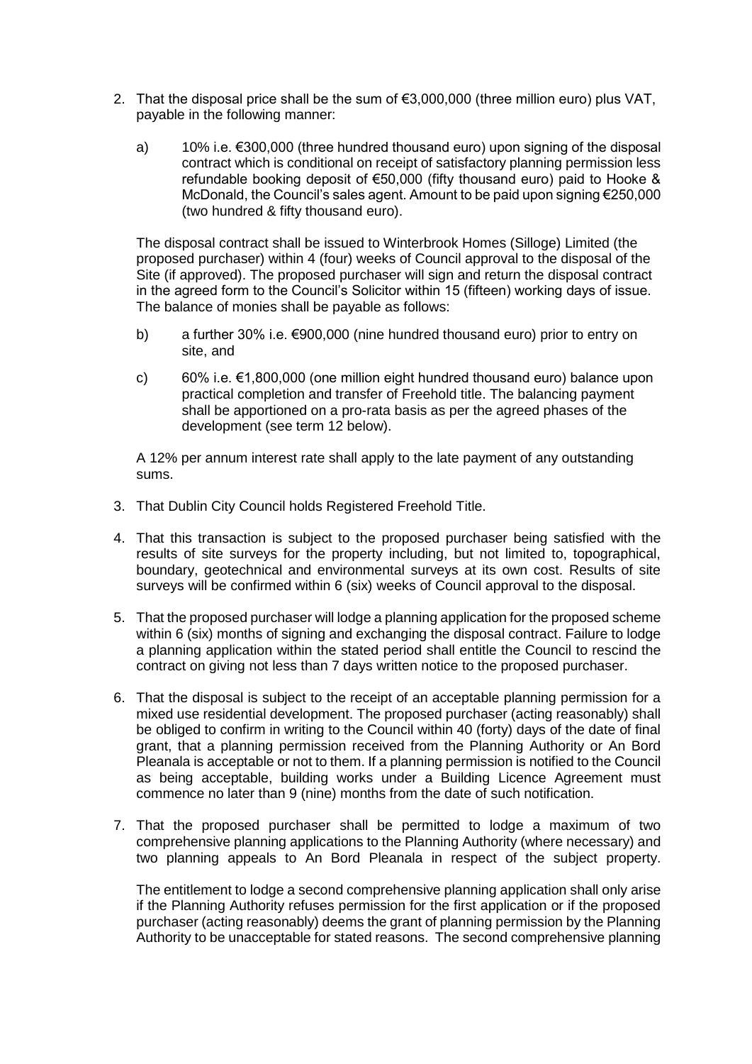2. That the disposal price shall be the sum of €3,000,000 (three million euro) plus VAT, payable in the following manner:

   a) 10% i.e. €300,000 (three hundred thousand euro) upon signing of the disposal contract which is conditional on receipt of satisfactory planning permission less refundable booking deposit of €50,000 (fifty thousand euro) paid to Hooke & McDonald, the Council's sales agent. Amount to be paid upon signing €250,000 (two hundred & fifty thousand euro).

   The disposal contract shall be issued to Winterbrook Homes (Silloge) Limited (the proposed purchaser) within 4 (four) weeks of Council approval to the disposal of the Site (if approved). The proposed purchaser will sign and return the disposal contract in the agreed form to the Council's Solicitor within 15 (fifteen) working days of issue. The balance of monies shall be payable as follows:

   b) a further 30% i.e. €900,000 (nine hundred thousand euro) prior to entry on site, and

   c) 60% i.e. €1,800,000 (one million eight hundred thousand euro) balance upon practical completion and transfer of Freehold title. The balancing payment shall be apportioned on a pro-rata basis as per the agreed phases of the development (see term 12 below).

   A 12% per annum interest rate shall apply to the late payment of any outstanding sums.

3. That Dublin City Council holds Registered Freehold Title.

4. That this transaction is subject to the proposed purchaser being satisfied with the results of site surveys for the property including, but not limited to, topographical, boundary, geotechnical and environmental surveys at its own cost. Results of site surveys will be confirmed within 6 (six) weeks of Council approval to the disposal.

5. That the proposed purchaser will lodge a planning application for the proposed scheme within 6 (six) months of signing and exchanging the disposal contract. Failure to lodge a planning application within the stated period shall entitle the Council to rescind the contract on giving not less than 7 days written notice to the proposed purchaser.

6. That the disposal is subject to the receipt of an acceptable planning permission for a mixed use residential development. The proposed purchaser (acting reasonably) shall be obliged to confirm in writing to the Council within 40 (forty) days of the date of final grant, that a planning permission received from the Planning Authority or An Bord Pleanala is acceptable or not to them. If a planning permission is notified to the Council as being acceptable, building works under a Building Licence Agreement must commence no later than 9 (nine) months from the date of such notification.

7. That the proposed purchaser shall be permitted to lodge a maximum of two comprehensive planning applications to the Planning Authority (where necessary) and two planning appeals to An Bord Pleanala in respect of the subject property.

   The entitlement to lodge a second comprehensive planning application shall only arise if the Planning Authority refuses permission for the first application or if the proposed purchaser (acting reasonably) deems the grant of planning permission by the Planning Authority to be unacceptable for stated reasons. The second comprehensive planning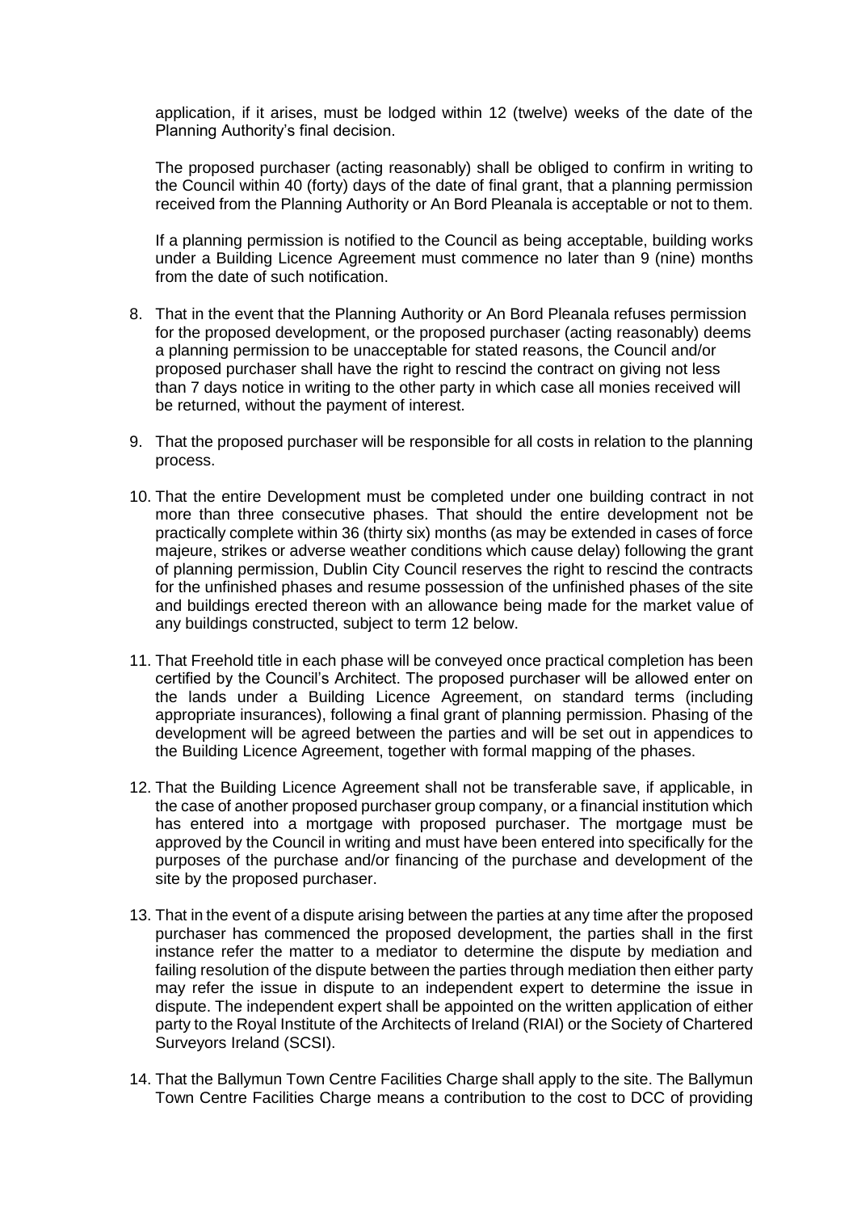application, if it arises, must be lodged within 12 (twelve) weeks of the date of the Planning Authority's final decision.

The proposed purchaser (acting reasonably) shall be obliged to confirm in writing to the Council within 40 (forty) days of the date of final grant, that a planning permission received from the Planning Authority or An Bord Pleanala is acceptable or not to them.

If a planning permission is notified to the Council as being acceptable, building works under a Building Licence Agreement must commence no later than 9 (nine) months from the date of such notification.

8. That in the event that the Planning Authority or An Bord Pleanala refuses permission for the proposed development, or the proposed purchaser (acting reasonably) deems a planning permission to be unacceptable for stated reasons, the Council and/or proposed purchaser shall have the right to rescind the contract on giving not less than 7 days notice in writing to the other party in which case all monies received will be returned, without the payment of interest.

9. That the proposed purchaser will be responsible for all costs in relation to the planning process.

10. That the entire Development must be completed under one building contract in not more than three consecutive phases. That should the entire development not be practically complete within 36 (thirty six) months (as may be extended in cases of force majeure, strikes or adverse weather conditions which cause delay) following the grant of planning permission, Dublin City Council reserves the right to rescind the contracts for the unfinished phases and resume possession of the unfinished phases of the site and buildings erected thereon with an allowance being made for the market value of any buildings constructed, subject to term 12 below.

11. That Freehold title in each phase will be conveyed once practical completion has been certified by the Council's Architect. The proposed purchaser will be allowed enter on the lands under a Building Licence Agreement, on standard terms (including appropriate insurances), following a final grant of planning permission. Phasing of the development will be agreed between the parties and will be set out in appendices to the Building Licence Agreement, together with formal mapping of the phases.

12. That the Building Licence Agreement shall not be transferable save, if applicable, in the case of another proposed purchaser group company, or a financial institution which has entered into a mortgage with proposed purchaser. The mortgage must be approved by the Council in writing and must have been entered into specifically for the purposes of the purchase and/or financing of the purchase and development of the site by the proposed purchaser.

13. That in the event of a dispute arising between the parties at any time after the proposed purchaser has commenced the proposed development, the parties shall in the first instance refer the matter to a mediator to determine the dispute by mediation and failing resolution of the dispute between the parties through mediation then either party may refer the issue in dispute to an independent expert to determine the issue in dispute. The independent expert shall be appointed on the written application of either party to the Royal Institute of the Architects of Ireland (RIAI) or the Society of Chartered Surveyors Ireland (SCSI).

14. That the Ballymun Town Centre Facilities Charge shall apply to the site. The Ballymun Town Centre Facilities Charge means a contribution to the cost to DCC of providing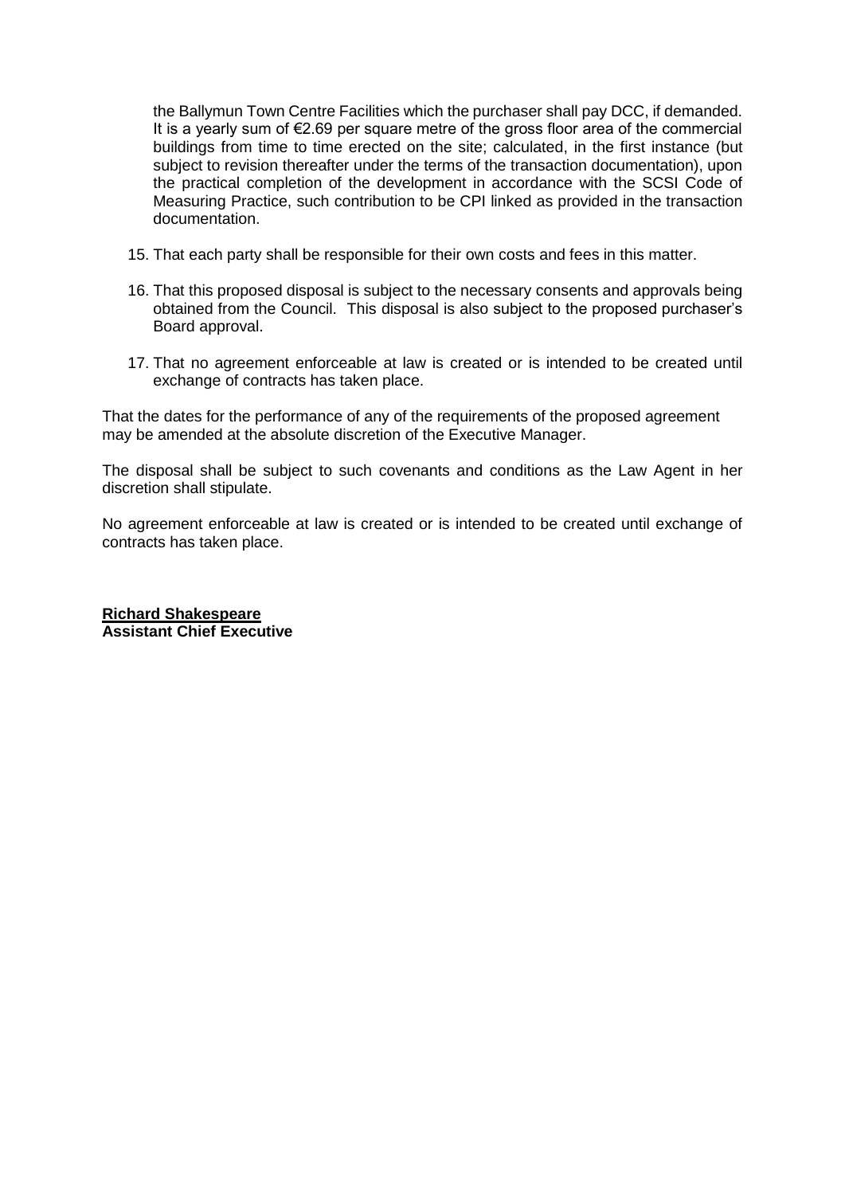the Ballymun Town Centre Facilities which the purchaser shall pay DCC, if demanded. It is a yearly sum of €2.69 per square metre of the gross floor area of the commercial buildings from time to time erected on the site; calculated, in the first instance (but subject to revision thereafter under the terms of the transaction documentation), upon the practical completion of the development in accordance with the SCSI Code of Measuring Practice, such contribution to be CPI linked as provided in the transaction documentation.

15. That each party shall be responsible for their own costs and fees in this matter.

16. That this proposed disposal is subject to the necessary consents and approvals being obtained from the Council. This disposal is also subject to the proposed purchaser's Board approval.

17. That no agreement enforceable at law is created or is intended to be created until exchange of contracts has taken place.

That the dates for the performance of any of the requirements of the proposed agreement may be amended at the absolute discretion of the Executive Manager.

The disposal shall be subject to such covenants and conditions as the Law Agent in her discretion shall stipulate.

No agreement enforceable at law is created or is intended to be created until exchange of contracts has taken place.

**Richard Shakespeare**
**Assistant Chief Executive**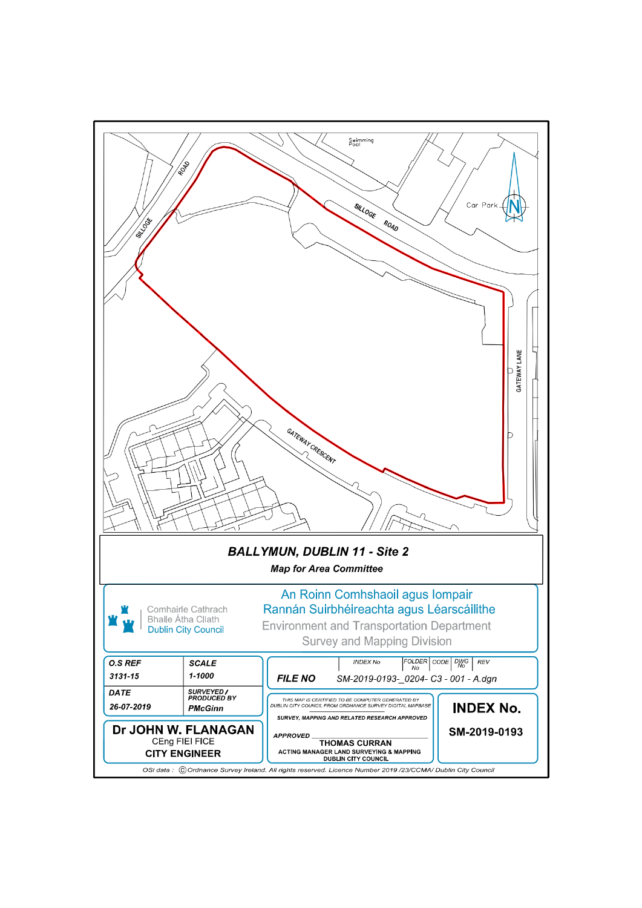Swimming Pool

SILLOGE ROAD

SILLOGE ROAD

Car Park

N

GATEWAY LANE

GATEWAY CRESCENT

**BALLYMUN, DUBLIN 11 - Site 2**

**Map for Area Committee**

Comhairle Cathrach Bhaile Átha Cliath
Dublin City Council

An Roinn Comhshaoil agus Iompair
Rannán Suirbhéireachta agus Léarscáilithe
Environment and Transportation Department
Survey and Mapping Division

| O.S REF | SCALE |
|---|---|
| 3131-15 | 1-1000 |
| **DATE** | **SURVEYED / PRODUCED BY** |
| 26-07-2019 | PMcGinn |

**Dr JOHN W. FLANAGAN**
CEng FIEI FICE
**CITY ENGINEER**

| | INDEX No | FOLDER No | CODE | DWG No | REV |
|---|---|---|---|---|---|
| **FILE NO** | SM-2019-0193-_0204- | | C3 - | 001 - | A.dgn |

THIS MAP IS CERTIFIED TO BE COMPUTER GENERATED BY DUBLIN CITY COUNCIL FROM ORDNANCE SURVEY DIGITAL MAPBASE

SURVEY, MAPPING AND RELATED RESEARCH APPROVED

APPROVED
THOMAS CURRAN
ACTING MANAGER LAND SURVEYING & MAPPING
DUBLIN CITY COUNCIL

**INDEX No.**
**SM-2019-0193**

OSI data : © Ordnance Survey Ireland. All rights reserved. Licence Number 2019 /23/CCMA/ Dublin City Council